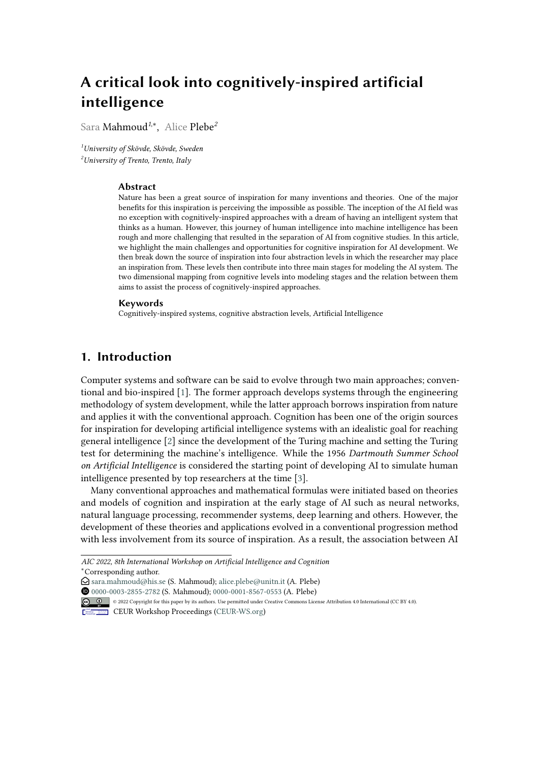# A critical look into cognitively-inspired artificial intelligence

Sara Mahmoud[1,*], Alice Plebe[2]

[1]University of Skövde, Skövde, Sweden
[2]University of Trento, Trento, Italy

### Abstract

Nature has been a great source of inspiration for many inventions and theories. One of the major benefits for this inspiration is perceiving the impossible as possible. The inception of the AI field was no exception with cognitively-inspired approaches with a dream of having an intelligent system that thinks as a human. However, this journey of human intelligence into machine intelligence has been rough and more challenging that resulted in the separation of AI from cognitive studies. In this article, we highlight the main challenges and opportunities for cognitive inspiration for AI development. We then break down the source of inspiration into four abstraction levels in which the researcher may place an inspiration from. These levels then contribute into three main stages for modeling the AI system. The two dimensional mapping from cognitive levels into modeling stages and the relation between them aims to assist the process of cognitively-inspired approaches.

### Keywords

Cognitively-inspired systems, cognitive abstraction levels, Artificial Intelligence

## 1. Introduction

Computer systems and software can be said to evolve through two main approaches; conventional and bio-inspired [1]. The former approach develops systems through the engineering methodology of system development, while the latter approach borrows inspiration from nature and applies it with the conventional approach. Cognition has been one of the origin sources for inspiration for developing artificial intelligence systems with an idealistic goal for reaching general intelligence [2] since the development of the Turing machine and setting the Turing test for determining the machine's intelligence. While the 1956 *Dartmouth Summer School on Artificial Intelligence* is considered the starting point of developing AI to simulate human intelligence presented by top researchers at the time [3].

Many conventional approaches and mathematical formulas were initiated based on theories and models of cognition and inspiration at the early stage of AI such as neural networks, natural language processing, recommender systems, deep learning and others. However, the development of these theories and applications evolved in a conventional progression method with less involvement from its source of inspiration. As a result, the association between AI

---

*AIC 2022, 8th International Workshop on Artificial Intelligence and Cognition*
*Corresponding author.
sara.mahmoud@his.se (S. Mahmoud); alice.plebe@unitn.it (A. Plebe)
0000-0003-2855-2782 (S. Mahmoud); 0000-0001-8567-0553 (A. Plebe)
© 2022 Copyright for this paper by its authors. Use permitted under Creative Commons License Attribution 4.0 International (CC BY 4.0).
CEUR Workshop Proceedings (CEUR-WS.org)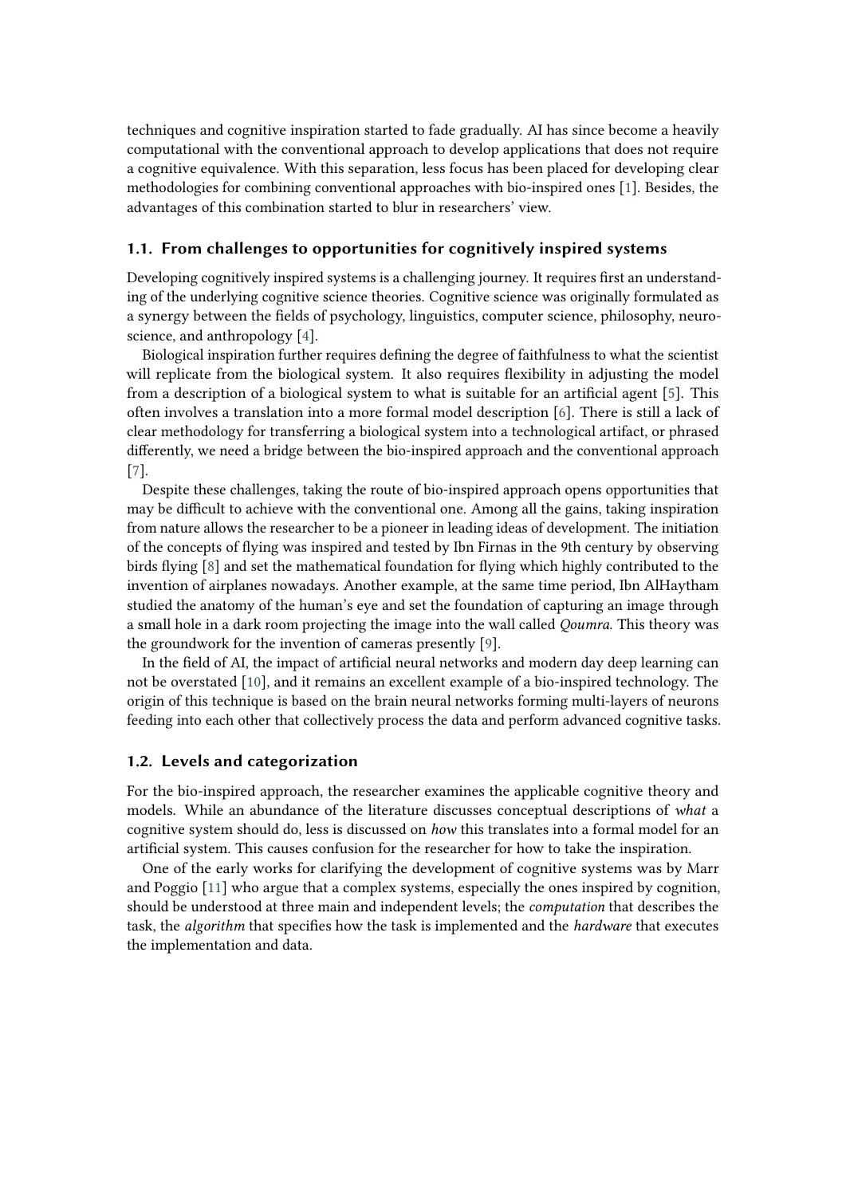techniques and cognitive inspiration started to fade gradually. AI has since become a heavily computational with the conventional approach to develop applications that does not require a cognitive equivalence. With this separation, less focus has been placed for developing clear methodologies for combining conventional approaches with bio-inspired ones [1]. Besides, the advantages of this combination started to blur in researchers' view.

### 1.1. From challenges to opportunities for cognitively inspired systems

Developing cognitively inspired systems is a challenging journey. It requires first an understanding of the underlying cognitive science theories. Cognitive science was originally formulated as a synergy between the fields of psychology, linguistics, computer science, philosophy, neuroscience, and anthropology [4].

Biological inspiration further requires defining the degree of faithfulness to what the scientist will replicate from the biological system. It also requires flexibility in adjusting the model from a description of a biological system to what is suitable for an artificial agent [5]. This often involves a translation into a more formal model description [6]. There is still a lack of clear methodology for transferring a biological system into a technological artifact, or phrased differently, we need a bridge between the bio-inspired approach and the conventional approach [7].

Despite these challenges, taking the route of bio-inspired approach opens opportunities that may be difficult to achieve with the conventional one. Among all the gains, taking inspiration from nature allows the researcher to be a pioneer in leading ideas of development. The initiation of the concepts of flying was inspired and tested by Ibn Firnas in the 9th century by observing birds flying [8] and set the mathematical foundation for flying which highly contributed to the invention of airplanes nowadays. Another example, at the same time period, Ibn AlHaytham studied the anatomy of the human's eye and set the foundation of capturing an image through a small hole in a dark room projecting the image into the wall called *Qoumra*. This theory was the groundwork for the invention of cameras presently [9].

In the field of AI, the impact of artificial neural networks and modern day deep learning can not be overstated [10], and it remains an excellent example of a bio-inspired technology. The origin of this technique is based on the brain neural networks forming multi-layers of neurons feeding into each other that collectively process the data and perform advanced cognitive tasks.

### 1.2. Levels and categorization

For the bio-inspired approach, the researcher examines the applicable cognitive theory and models. While an abundance of the literature discusses conceptual descriptions of *what* a cognitive system should do, less is discussed on *how* this translates into a formal model for an artificial system. This causes confusion for the researcher for how to take the inspiration.

One of the early works for clarifying the development of cognitive systems was by Marr and Poggio [11] who argue that a complex systems, especially the ones inspired by cognition, should be understood at three main and independent levels; the *computation* that describes the task, the *algorithm* that specifies how the task is implemented and the *hardware* that executes the implementation and data.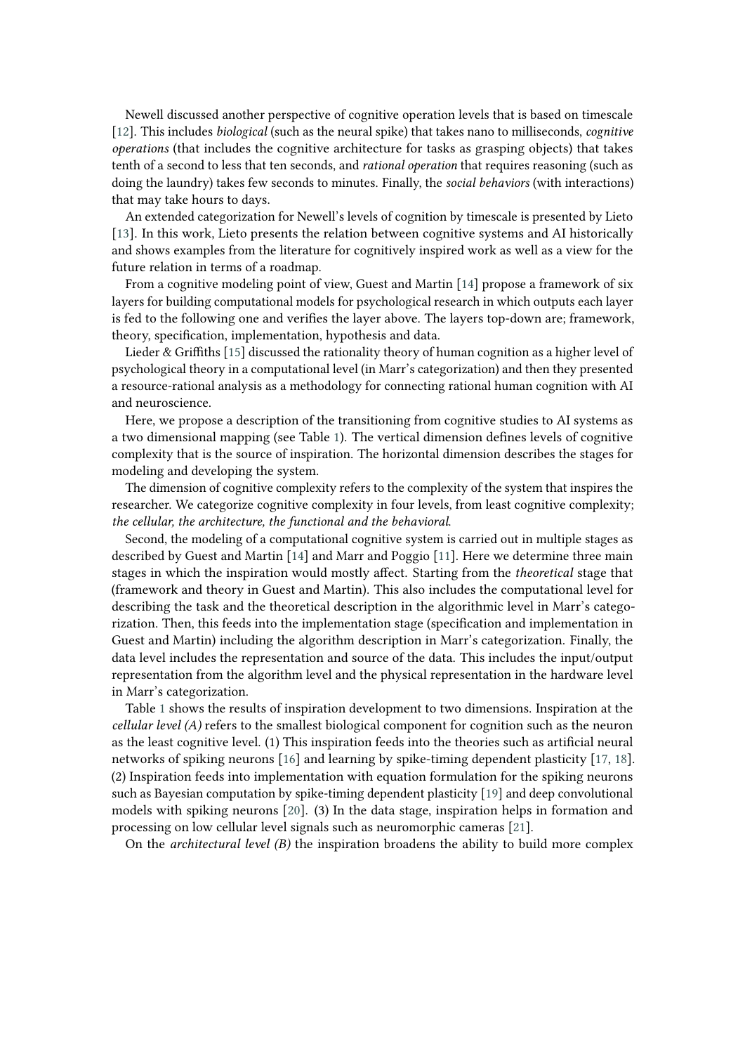Newell discussed another perspective of cognitive operation levels that is based on timescale [12]. This includes *biological* (such as the neural spike) that takes nano to milliseconds, *cognitive operations* (that includes the cognitive architecture for tasks as grasping objects) that takes tenth of a second to less that ten seconds, and *rational operation* that requires reasoning (such as doing the laundry) takes few seconds to minutes. Finally, the *social behaviors* (with interactions) that may take hours to days.

An extended categorization for Newell's levels of cognition by timescale is presented by Lieto [13]. In this work, Lieto presents the relation between cognitive systems and AI historically and shows examples from the literature for cognitively inspired work as well as a view for the future relation in terms of a roadmap.

From a cognitive modeling point of view, Guest and Martin [14] propose a framework of six layers for building computational models for psychological research in which outputs each layer is fed to the following one and verifies the layer above. The layers top-down are; framework, theory, specification, implementation, hypothesis and data.

Lieder & Griffiths [15] discussed the rationality theory of human cognition as a higher level of psychological theory in a computational level (in Marr's categorization) and then they presented a resource-rational analysis as a methodology for connecting rational human cognition with AI and neuroscience.

Here, we propose a description of the transitioning from cognitive studies to AI systems as a two dimensional mapping (see Table 1). The vertical dimension defines levels of cognitive complexity that is the source of inspiration. The horizontal dimension describes the stages for modeling and developing the system.

The dimension of cognitive complexity refers to the complexity of the system that inspires the researcher. We categorize cognitive complexity in four levels, from least cognitive complexity; *the cellular, the architecture, the functional and the behavioral.*

Second, the modeling of a computational cognitive system is carried out in multiple stages as described by Guest and Martin [14] and Marr and Poggio [11]. Here we determine three main stages in which the inspiration would mostly affect. Starting from the *theoretical* stage that (framework and theory in Guest and Martin). This also includes the computational level for describing the task and the theoretical description in the algorithmic level in Marr's categorization. Then, this feeds into the implementation stage (specification and implementation in Guest and Martin) including the algorithm description in Marr's categorization. Finally, the data level includes the representation and source of the data. This includes the input/output representation from the algorithm level and the physical representation in the hardware level in Marr's categorization.

Table 1 shows the results of inspiration development to two dimensions. Inspiration at the *cellular level (A)* refers to the smallest biological component for cognition such as the neuron as the least cognitive level. (1) This inspiration feeds into the theories such as artificial neural networks of spiking neurons [16] and learning by spike-timing dependent plasticity [17, 18]. (2) Inspiration feeds into implementation with equation formulation for the spiking neurons such as Bayesian computation by spike-timing dependent plasticity [19] and deep convolutional models with spiking neurons [20]. (3) In the data stage, inspiration helps in formation and processing on low cellular level signals such as neuromorphic cameras [21].

On the *architectural level (B)* the inspiration broadens the ability to build more complex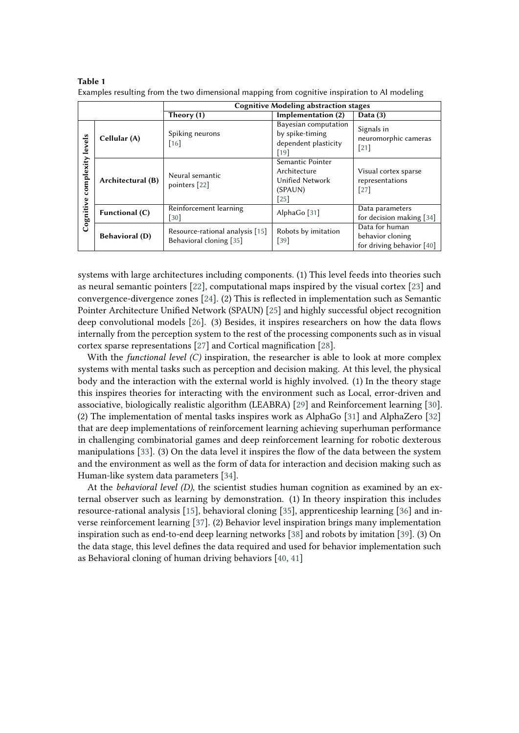**Table 1**
Examples resulting from the two dimensional mapping from cognitive inspiration to AI modeling

| | | Cognitive Modeling abstraction stages | | |
|---|---|---|---|---|
| | | **Theory (1)** | **Implementation (2)** | **Data (3)** |
| Cognitive complexity levels | **Cellular (A)** | Spiking neurons [16] | Bayesian computation by spike-timing dependent plasticity [19] | Signals in neuromorphic cameras [21] |
| | **Architectural (B)** | Neural semantic pointers [22] | Semantic Pointer Architecture Unified Network (SPAUN) [25] | Visual cortex sparse representations [27] |
| | **Functional (C)** | Reinforcement learning [30] | AlphaGo [31] | Data parameters for decision making [34] |
| | **Behavioral (D)** | Resource-rational analysis [15] Behavioral cloning [35] | Robots by imitation [39] | Data for human behavior cloning for driving behavior [40] |

systems with large architectures including components. (1) This level feeds into theories such as neural semantic pointers [22], computational maps inspired by the visual cortex [23] and convergence-divergence zones [24]. (2) This is reflected in implementation such as Semantic Pointer Architecture Unified Network (SPAUN) [25] and highly successful object recognition deep convolutional models [26]. (3) Besides, it inspires researchers on how the data flows internally from the perception system to the rest of the processing components such as in visual cortex sparse representations [27] and Cortical magnification [28].

With the *functional level (C)* inspiration, the researcher is able to look at more complex systems with mental tasks such as perception and decision making. At this level, the physical body and the interaction with the external world is highly involved. (1) In the theory stage this inspires theories for interacting with the environment such as Local, error-driven and associative, biologically realistic algorithm (LEABRA) [29] and Reinforcement learning [30]. (2) The implementation of mental tasks inspires work as AlphaGo [31] and AlphaZero [32] that are deep implementations of reinforcement learning achieving superhuman performance in challenging combinatorial games and deep reinforcement learning for robotic dexterous manipulations [33]. (3) On the data level it inspires the flow of the data between the system and the environment as well as the form of data for interaction and decision making such as Human-like system data parameters [34].

At the *behavioral level (D)*, the scientist studies human cognition as examined by an external observer such as learning by demonstration. (1) In theory inspiration this includes resource-rational analysis [15], behavioral cloning [35], apprenticeship learning [36] and inverse reinforcement learning [37]. (2) Behavior level inspiration brings many implementation inspiration such as end-to-end deep learning networks [38] and robots by imitation [39]. (3) On the data stage, this level defines the data required and used for behavior implementation such as Behavioral cloning of human driving behaviors [40, 41]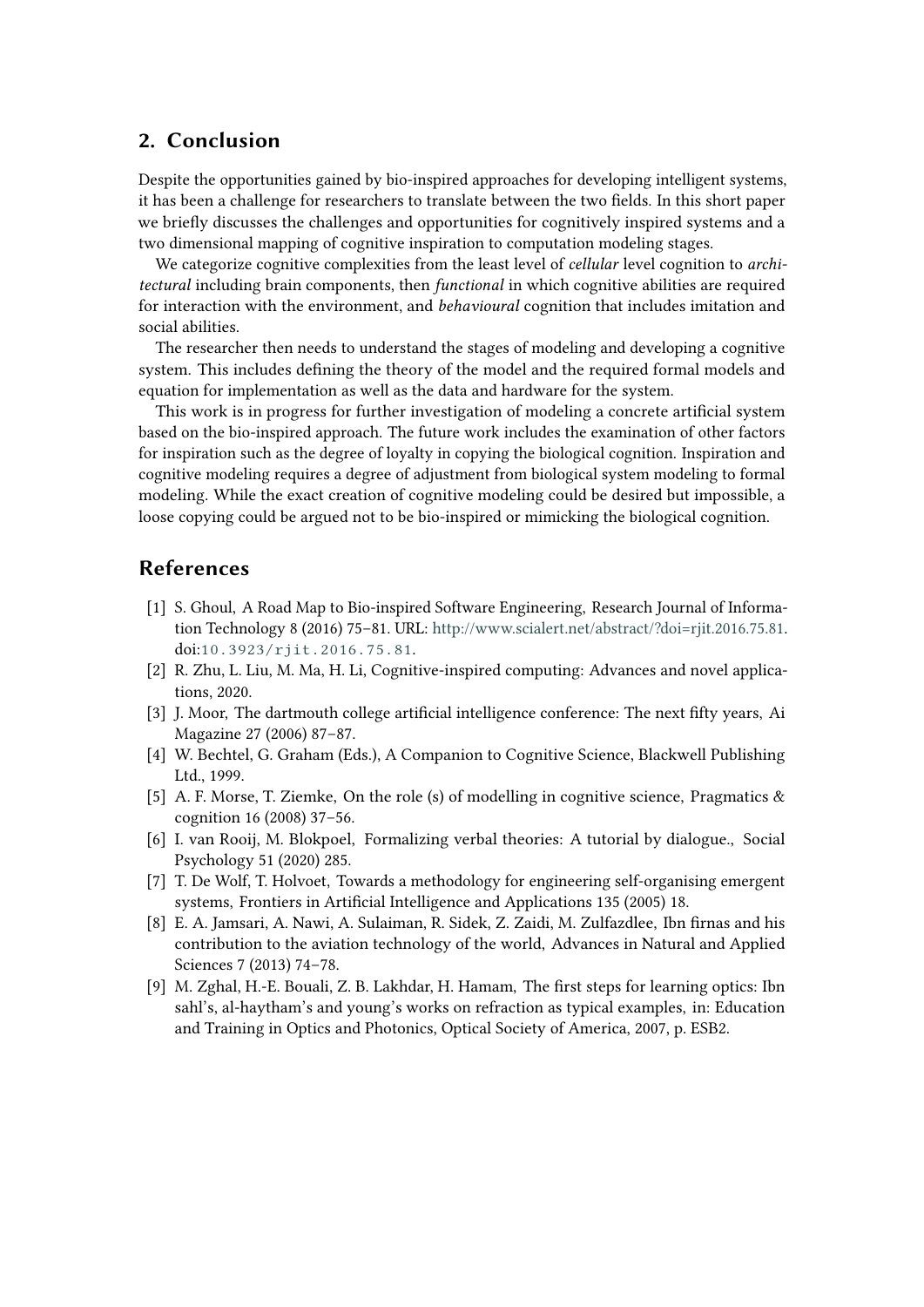## 2. Conclusion

Despite the opportunities gained by bio-inspired approaches for developing intelligent systems, it has been a challenge for researchers to translate between the two fields. In this short paper we briefly discusses the challenges and opportunities for cognitively inspired systems and a two dimensional mapping of cognitive inspiration to computation modeling stages.

We categorize cognitive complexities from the least level of *cellular* level cognition to *architectural* including brain components, then *functional* in which cognitive abilities are required for interaction with the environment, and *behavioural* cognition that includes imitation and social abilities.

The researcher then needs to understand the stages of modeling and developing a cognitive system. This includes defining the theory of the model and the required formal models and equation for implementation as well as the data and hardware for the system.

This work is in progress for further investigation of modeling a concrete artificial system based on the bio-inspired approach. The future work includes the examination of other factors for inspiration such as the degree of loyalty in copying the biological cognition. Inspiration and cognitive modeling requires a degree of adjustment from biological system modeling to formal modeling. While the exact creation of cognitive modeling could be desired but impossible, a loose copying could be argued not to be bio-inspired or mimicking the biological cognition.

## References

[1] S. Ghoul, A Road Map to Bio-inspired Software Engineering, Research Journal of Information Technology 8 (2016) 75–81. URL: http://www.scialert.net/abstract/?doi=rjit.2016.75.81. doi:10.3923/rjit.2016.75.81.

[2] R. Zhu, L. Liu, M. Ma, H. Li, Cognitive-inspired computing: Advances and novel applications, 2020.

[3] J. Moor, The dartmouth college artificial intelligence conference: The next fifty years, Ai Magazine 27 (2006) 87–87.

[4] W. Bechtel, G. Graham (Eds.), A Companion to Cognitive Science, Blackwell Publishing Ltd., 1999.

[5] A. F. Morse, T. Ziemke, On the role (s) of modelling in cognitive science, Pragmatics & cognition 16 (2008) 37–56.

[6] I. van Rooij, M. Blokpoel, Formalizing verbal theories: A tutorial by dialogue., Social Psychology 51 (2020) 285.

[7] T. De Wolf, T. Holvoet, Towards a methodology for engineering self-organising emergent systems, Frontiers in Artificial Intelligence and Applications 135 (2005) 18.

[8] E. A. Jamsari, A. Nawi, A. Sulaiman, R. Sidek, Z. Zaidi, M. Zulfazdlee, Ibn firnas and his contribution to the aviation technology of the world, Advances in Natural and Applied Sciences 7 (2013) 74–78.

[9] M. Zghal, H.-E. Bouali, Z. B. Lakhdar, H. Hamam, The first steps for learning optics: Ibn sahl's, al-haytham's and young's works on refraction as typical examples, in: Education and Training in Optics and Photonics, Optical Society of America, 2007, p. ESB2.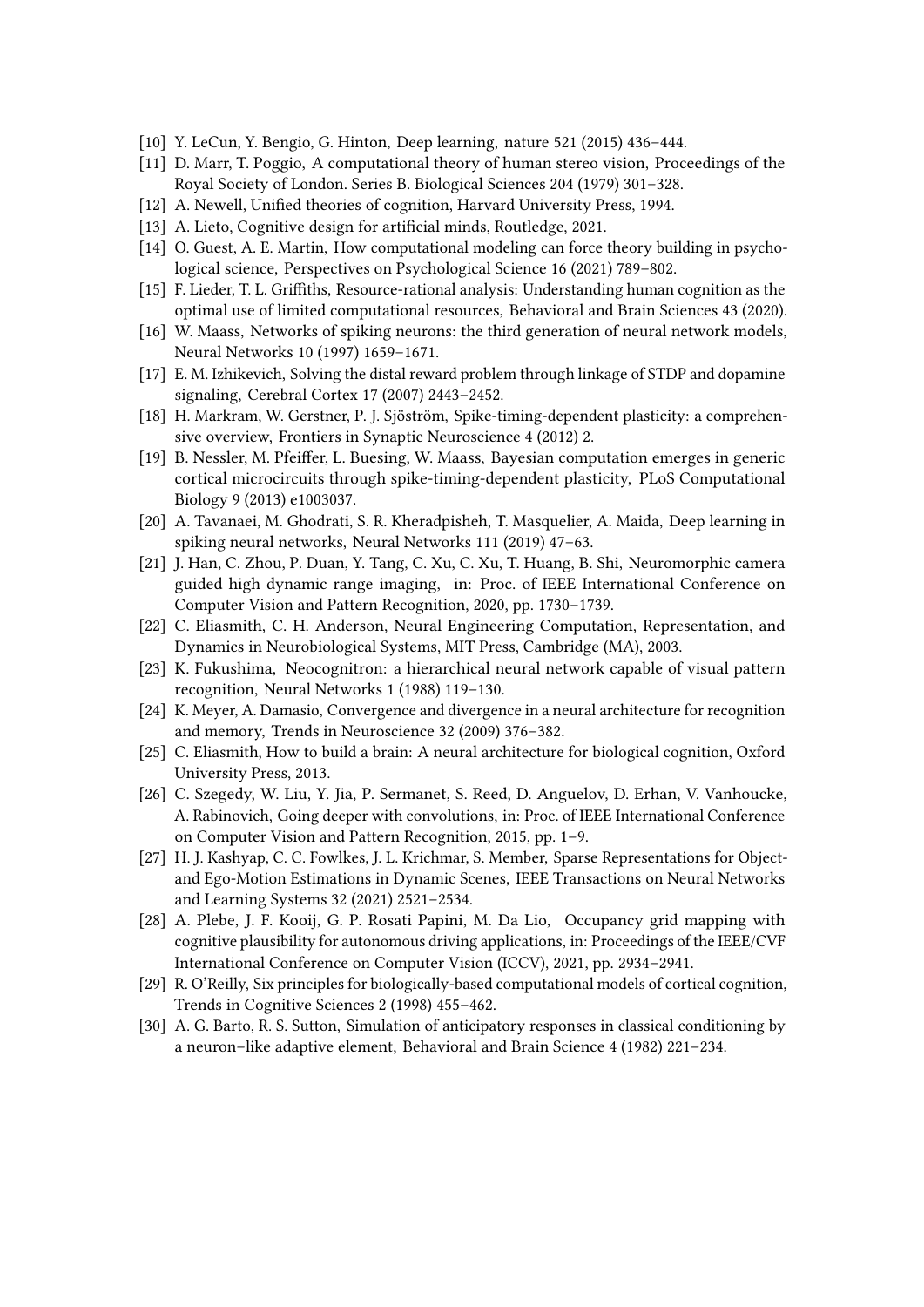[10] Y. LeCun, Y. Bengio, G. Hinton, Deep learning, nature 521 (2015) 436–444.

[11] D. Marr, T. Poggio, A computational theory of human stereo vision, Proceedings of the Royal Society of London. Series B. Biological Sciences 204 (1979) 301–328.

[12] A. Newell, Unified theories of cognition, Harvard University Press, 1994.

[13] A. Lieto, Cognitive design for artificial minds, Routledge, 2021.

[14] O. Guest, A. E. Martin, How computational modeling can force theory building in psychological science, Perspectives on Psychological Science 16 (2021) 789–802.

[15] F. Lieder, T. L. Griffiths, Resource-rational analysis: Understanding human cognition as the optimal use of limited computational resources, Behavioral and Brain Sciences 43 (2020).

[16] W. Maass, Networks of spiking neurons: the third generation of neural network models, Neural Networks 10 (1997) 1659–1671.

[17] E. M. Izhikevich, Solving the distal reward problem through linkage of STDP and dopamine signaling, Cerebral Cortex 17 (2007) 2443–2452.

[18] H. Markram, W. Gerstner, P. J. Sjöström, Spike-timing-dependent plasticity: a comprehensive overview, Frontiers in Synaptic Neuroscience 4 (2012) 2.

[19] B. Nessler, M. Pfeiffer, L. Buesing, W. Maass, Bayesian computation emerges in generic cortical microcircuits through spike-timing-dependent plasticity, PLoS Computational Biology 9 (2013) e1003037.

[20] A. Tavanaei, M. Ghodrati, S. R. Kheradpisheh, T. Masquelier, A. Maida, Deep learning in spiking neural networks, Neural Networks 111 (2019) 47–63.

[21] J. Han, C. Zhou, P. Duan, Y. Tang, C. Xu, C. Xu, T. Huang, B. Shi, Neuromorphic camera guided high dynamic range imaging, in: Proc. of IEEE International Conference on Computer Vision and Pattern Recognition, 2020, pp. 1730–1739.

[22] C. Eliasmith, C. H. Anderson, Neural Engineering Computation, Representation, and Dynamics in Neurobiological Systems, MIT Press, Cambridge (MA), 2003.

[23] K. Fukushima, Neocognitron: a hierarchical neural network capable of visual pattern recognition, Neural Networks 1 (1988) 119–130.

[24] K. Meyer, A. Damasio, Convergence and divergence in a neural architecture for recognition and memory, Trends in Neuroscience 32 (2009) 376–382.

[25] C. Eliasmith, How to build a brain: A neural architecture for biological cognition, Oxford University Press, 2013.

[26] C. Szegedy, W. Liu, Y. Jia, P. Sermanet, S. Reed, D. Anguelov, D. Erhan, V. Vanhoucke, A. Rabinovich, Going deeper with convolutions, in: Proc. of IEEE International Conference on Computer Vision and Pattern Recognition, 2015, pp. 1–9.

[27] H. J. Kashyap, C. C. Fowlkes, J. L. Krichmar, S. Member, Sparse Representations for Object- and Ego-Motion Estimations in Dynamic Scenes, IEEE Transactions on Neural Networks and Learning Systems 32 (2021) 2521–2534.

[28] A. Plebe, J. F. Kooij, G. P. Rosati Papini, M. Da Lio, Occupancy grid mapping with cognitive plausibility for autonomous driving applications, in: Proceedings of the IEEE/CVF International Conference on Computer Vision (ICCV), 2021, pp. 2934–2941.

[29] R. O'Reilly, Six principles for biologically-based computational models of cortical cognition, Trends in Cognitive Sciences 2 (1998) 455–462.

[30] A. G. Barto, R. S. Sutton, Simulation of anticipatory responses in classical conditioning by a neuron–like adaptive element, Behavioral and Brain Science 4 (1982) 221–234.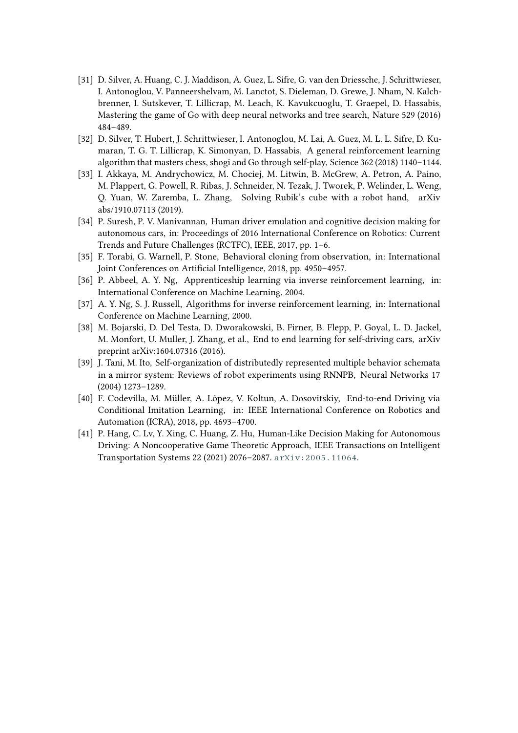[31] D. Silver, A. Huang, C. J. Maddison, A. Guez, L. Sifre, G. van den Driessche, J. Schrittwieser, I. Antonoglou, V. Panneershelvam, M. Lanctot, S. Dieleman, D. Grewe, J. Nham, N. Kalchbrenner, I. Sutskever, T. Lillicrap, M. Leach, K. Kavukcuoglu, T. Graepel, D. Hassabis, Mastering the game of Go with deep neural networks and tree search, Nature 529 (2016) 484–489.

[32] D. Silver, T. Hubert, J. Schrittwieser, I. Antonoglou, M. Lai, A. Guez, M. L. L. Sifre, D. Kumaran, T. G. T. Lillicrap, K. Simonyan, D. Hassabis, A general reinforcement learning algorithm that masters chess, shogi and Go through self-play, Science 362 (2018) 1140–1144.

[33] I. Akkaya, M. Andrychowicz, M. Chociej, M. Litwin, B. McGrew, A. Petron, A. Paino, M. Plappert, G. Powell, R. Ribas, J. Schneider, N. Tezak, J. Tworek, P. Welinder, L. Weng, Q. Yuan, W. Zaremba, L. Zhang, Solving Rubik's cube with a robot hand, arXiv abs/1910.07113 (2019).

[34] P. Suresh, P. V. Manivannan, Human driver emulation and cognitive decision making for autonomous cars, in: Proceedings of 2016 International Conference on Robotics: Current Trends and Future Challenges (RCTFC), IEEE, 2017, pp. 1–6.

[35] F. Torabi, G. Warnell, P. Stone, Behavioral cloning from observation, in: International Joint Conferences on Artificial Intelligence, 2018, pp. 4950–4957.

[36] P. Abbeel, A. Y. Ng, Apprenticeship learning via inverse reinforcement learning, in: International Conference on Machine Learning, 2004.

[37] A. Y. Ng, S. J. Russell, Algorithms for inverse reinforcement learning, in: International Conference on Machine Learning, 2000.

[38] M. Bojarski, D. Del Testa, D. Dworakowski, B. Firner, B. Flepp, P. Goyal, L. D. Jackel, M. Monfort, U. Muller, J. Zhang, et al., End to end learning for self-driving cars, arXiv preprint arXiv:1604.07316 (2016).

[39] J. Tani, M. Ito, Self-organization of distributedly represented multiple behavior schemata in a mirror system: Reviews of robot experiments using RNNPB, Neural Networks 17 (2004) 1273–1289.

[40] F. Codevilla, M. Müller, A. López, V. Koltun, A. Dosovitskiy, End-to-end Driving via Conditional Imitation Learning, in: IEEE International Conference on Robotics and Automation (ICRA), 2018, pp. 4693–4700.

[41] P. Hang, C. Lv, Y. Xing, C. Huang, Z. Hu, Human-Like Decision Making for Autonomous Driving: A Noncooperative Game Theoretic Approach, IEEE Transactions on Intelligent Transportation Systems 22 (2021) 2076–2087. arXiv:2005.11064.